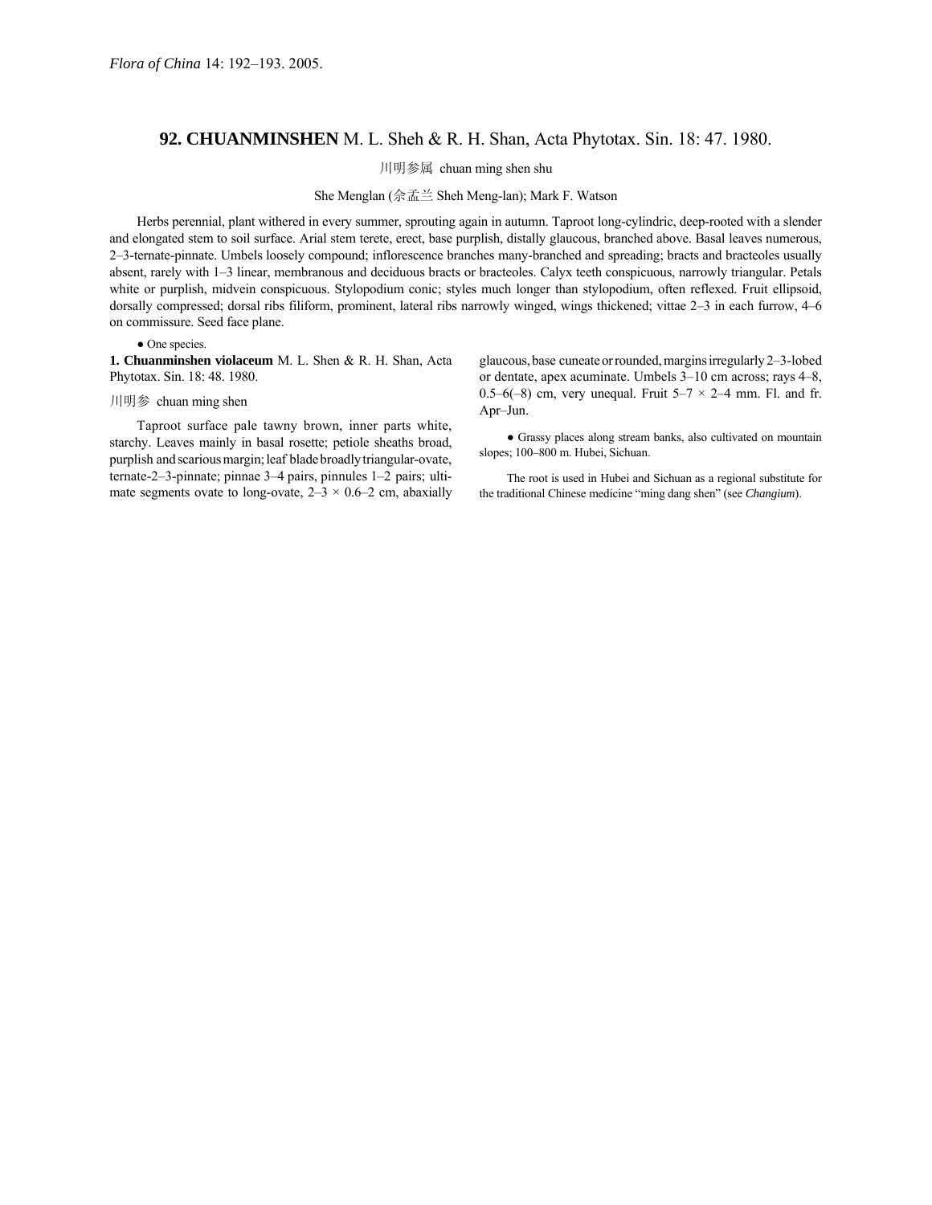*Flora of China* 14: 192–193. 2005.

## 92. CHUANMINSHEN M. L. Sheh & R. H. Shan, Acta Phytotax. Sin. 18: 47. 1980.

川明参属 chuan ming shen shu

She Menglan (佘孟兰 Sheh Meng-lan); Mark F. Watson

Herbs perennial, plant withered in every summer, sprouting again in autumn. Taproot long-cylindric, deep-rooted with a slender and elongated stem to soil surface. Arial stem terete, erect, base purplish, distally glaucous, branched above. Basal leaves numerous, 2–3-ternate-pinnate. Umbels loosely compound; inflorescence branches many-branched and spreading; bracts and bracteoles usually absent, rarely with 1–3 linear, membranous and deciduous bracts or bracteoles. Calyx teeth conspicuous, narrowly triangular. Petals white or purplish, midvein conspicuous. Stylopodium conic; styles much longer than stylopodium, often reflexed. Fruit ellipsoid, dorsally compressed; dorsal ribs filiform, prominent, lateral ribs narrowly winged, wings thickened; vittae 2–3 in each furrow, 4–6 on commissure. Seed face plane.

● One species.

**1. Chuanminshen violaceum** M. L. Shen & R. H. Shan, Acta Phytotax. Sin. 18: 48. 1980.

川明参 chuan ming shen

Taproot surface pale tawny brown, inner parts white, starchy. Leaves mainly in basal rosette; petiole sheaths broad, purplish and scarious margin; leaf blade broadly triangular-ovate, ternate-2–3-pinnate; pinnae 3–4 pairs, pinnules 1–2 pairs; ultimate segments ovate to long-ovate, 2–3 × 0.6–2 cm, abaxially glaucous, base cuneate or rounded, margins irregularly 2–3-lobed or dentate, apex acuminate. Umbels 3–10 cm across; rays 4–8, 0.5–6(–8) cm, very unequal. Fruit 5–7 × 2–4 mm. Fl. and fr. Apr–Jun.

● Grassy places along stream banks, also cultivated on mountain slopes; 100–800 m. Hubei, Sichuan.

The root is used in Hubei and Sichuan as a regional substitute for the traditional Chinese medicine "ming dang shen" (see *Changium*).